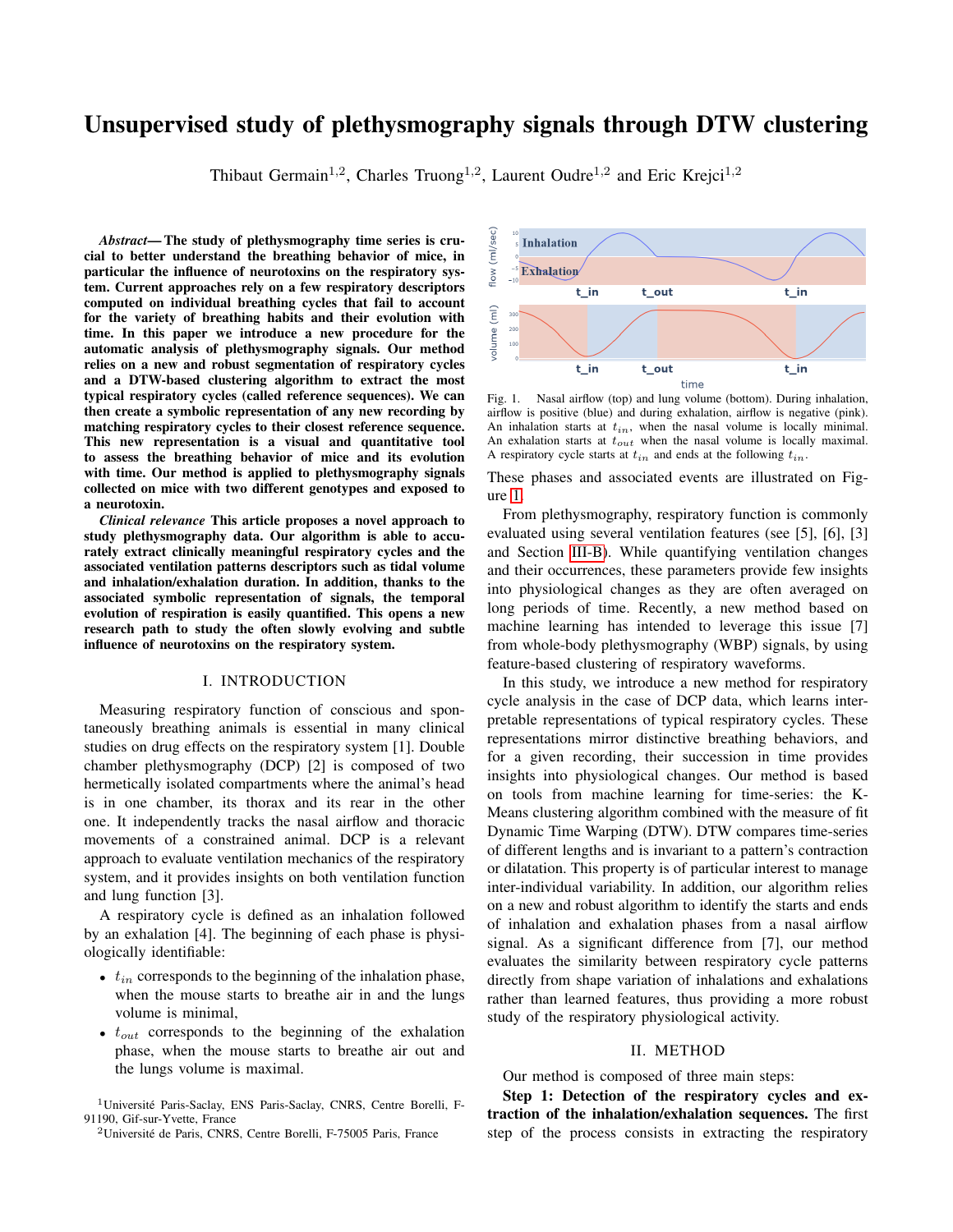# Unsupervised study of plethysmography signals through DTW clustering

Thibaut Germain[1,2], Charles Truong[1,2], Laurent Oudre[1,2] and Eric Krejci[1,2]

***Abstract*— The study of plethysmography time series is crucial to better understand the breathing behavior of mice, in particular the influence of neurotoxins on the respiratory system. Current approaches rely on a few respiratory descriptors computed on individual breathing cycles that fail to account for the variety of breathing habits and their evolution with time. In this paper we introduce a new procedure for the automatic analysis of plethysmography signals. Our method relies on a new and robust segmentation of respiratory cycles and a DTW-based clustering algorithm to extract the most typical respiratory cycles (called reference sequences). We can then create a symbolic representation of any new recording by matching respiratory cycles to their closest reference sequence. This new representation is a visual and quantitative tool to assess the breathing behavior of mice and its evolution with time. Our method is applied to plethysmography signals collected on mice with two different genotypes and exposed to a neurotoxin.**

***Clinical relevance* This article proposes a novel approach to study plethysmography data. Our algorithm is able to accurately extract clinically meaningful respiratory cycles and the associated ventilation patterns descriptors such as tidal volume and inhalation/exhalation duration. In addition, thanks to the associated symbolic representation of signals, the temporal evolution of respiration is easily quantified. This opens a new research path to study the often slowly evolving and subtle influence of neurotoxins on the respiratory system.**

## I. INTRODUCTION

Measuring respiratory function of conscious and spontaneously breathing animals is essential in many clinical studies on drug effects on the respiratory system [1]. Double chamber plethysmography (DCP) [2] is composed of two hermetically isolated compartments where the animal's head is in one chamber, its thorax and its rear in the other one. It independently tracks the nasal airflow and thoracic movements of a constrained animal. DCP is a relevant approach to evaluate ventilation mechanics of the respiratory system, and it provides insights on both ventilation function and lung function [3].

A respiratory cycle is defined as an inhalation followed by an exhalation [4]. The beginning of each phase is physiologically identifiable:

- $t_{in}$ corresponds to the beginning of the inhalation phase, when the mouse starts to breathe air in and the lungs volume is minimal,
- $t_{out}$ corresponds to the beginning of the exhalation phase, when the mouse starts to breathe air out and the lungs volume is maximal.

flow (ml/sec)
10
5
0
−5
−10
Inhalation
Exhalation
t_in
t_out
t_in
volume (ml)
300
200
100
0
t_in
t_out
t_in
time

Fig. 1. Nasal airflow (top) and lung volume (bottom). During inhalation, airflow is positive (blue) and during exhalation, airflow is negative (pink). An inhalation starts at $t_{in}$, when the nasal volume is locally minimal. An exhalation starts at $t_{out}$ when the nasal volume is locally maximal. A respiratory cycle starts at $t_{in}$ and ends at the following $t_{in}$.

These phases and associated events are illustrated on Figure 1.

From plethysmography, respiratory function is commonly evaluated using several ventilation features (see [5], [6], [3] and Section III-B). While quantifying ventilation changes and their occurrences, these parameters provide few insights into physiological changes as they are often averaged on long periods of time. Recently, a new method based on machine learning has intended to leverage this issue [7] from whole-body plethysmography (WBP) signals, by using feature-based clustering of respiratory waveforms.

In this study, we introduce a new method for respiratory cycle analysis in the case of DCP data, which learns interpretable representations of typical respiratory cycles. These representations mirror distinctive breathing behaviors, and for a given recording, their succession in time provides insights into physiological changes. Our method is based on tools from machine learning for time-series: the K-Means clustering algorithm combined with the measure of fit Dynamic Time Warping (DTW). DTW compares time-series of different lengths and is invariant to a pattern's contraction or dilatation. This property is of particular interest to manage inter-individual variability. In addition, our algorithm relies on a new and robust algorithm to identify the starts and ends of inhalation and exhalation phases from a nasal airflow signal. As a significant difference from [7], our method evaluates the similarity between respiratory cycle patterns directly from shape variation of inhalations and exhalations rather than learned features, thus providing a more robust study of the respiratory physiological activity.

## II. METHOD

Our method is composed of three main steps:

**Step 1: Detection of the respiratory cycles and extraction of the inhalation/exhalation sequences.** The first step of the process consists in extracting the respiratory

[1]Université Paris-Saclay, ENS Paris-Saclay, CNRS, Centre Borelli, F-91190, Gif-sur-Yvette, France

[2]Université de Paris, CNRS, Centre Borelli, F-75005 Paris, France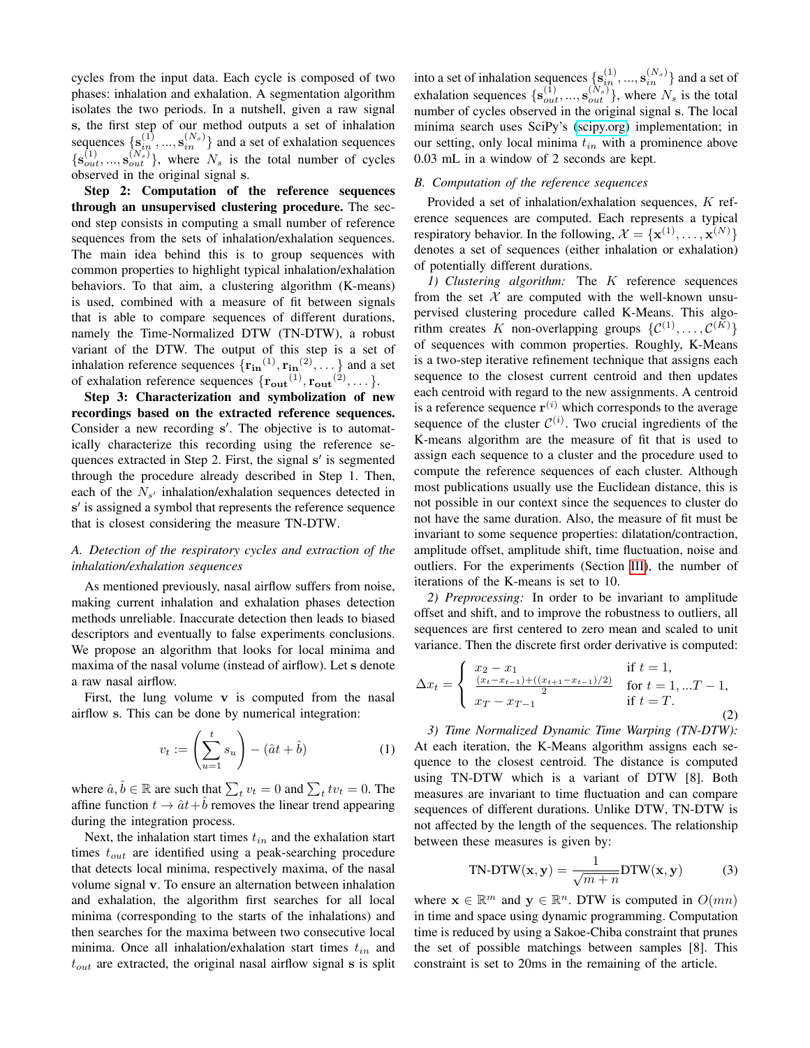cycles from the input data. Each cycle is composed of two phases: inhalation and exhalation. A segmentation algorithm isolates the two periods. In a nutshell, given a raw signal $\mathbf{s}$, the first step of our method outputs a set of inhalation sequences $\{\mathbf{s}_{in}^{(1)}, ..., \mathbf{s}_{in}^{(N_s)}\}$ and a set of exhalation sequences $\{\mathbf{s}_{out}^{(1)}, ..., \mathbf{s}_{out}^{(N_s)}\}$, where $N_s$ is the total number of cycles observed in the original signal $\mathbf{s}$.

**Step 2: Computation of the reference sequences through an unsupervised clustering procedure.** The second step consists in computing a small number of reference sequences from the sets of inhalation/exhalation sequences. The main idea behind this is to group sequences with common properties to highlight typical inhalation/exhalation behaviors. To that aim, a clustering algorithm (K-means) is used, combined with a measure of fit between signals that is able to compare sequences of different durations, namely the Time-Normalized DTW (TN-DTW), a robust variant of the DTW. The output of this step is a set of inhalation reference sequences $\{\mathbf{r_{in}}^{(1)}, \mathbf{r_{in}}^{(2)}, \dots\}$ and a set of exhalation reference sequences $\{\mathbf{r_{out}}^{(1)}, \mathbf{r_{out}}^{(2)}, \dots\}$.

**Step 3: Characterization and symbolization of new recordings based on the extracted reference sequences.** Consider a new recording $\mathbf{s}'$. The objective is to automatically characterize this recording using the reference sequences extracted in Step 2. First, the signal $\mathbf{s}'$ is segmented through the procedure already described in Step 1. Then, each of the $N_{s'}$ inhalation/exhalation sequences detected in $\mathbf{s}'$ is assigned a symbol that represents the reference sequence that is closest considering the measure TN-DTW.

### A. Detection of the respiratory cycles and extraction of the inhalation/exhalation sequences

As mentioned previously, nasal airflow suffers from noise, making current inhalation and exhalation phases detection methods unreliable. Inaccurate detection then leads to biased descriptors and eventually to false experiments conclusions. We propose an algorithm that looks for local minima and maxima of the nasal volume (instead of airflow). Let $\mathbf{s}$ denote a raw nasal airflow.

First, the lung volume $\mathbf{v}$ is computed from the nasal airflow $\mathbf{s}$. This can be done by numerical integration:

$$v_t := \left(\sum_{u=1}^{t} s_u\right) - (\hat{a}t + \hat{b}) \tag{1}$$

where $\hat{a}, \hat{b} \in \mathbb{R}$ are such that $\sum_t v_t = 0$ and $\sum_t t v_t = 0$. The affine function $t \to \hat{a}t + \hat{b}$ removes the linear trend appearing during the integration process.

Next, the inhalation start times $t_{in}$ and the exhalation start times $t_{out}$ are identified using a peak-searching procedure that detects local minima, respectively maxima, of the nasal volume signal $\mathbf{v}$. To ensure an alternation between inhalation and exhalation, the algorithm first searches for all local minima (corresponding to the starts of the inhalations) and then searches for the maxima between two consecutive local minima. Once all inhalation/exhalation start times $t_{in}$ and $t_{out}$ are extracted, the original nasal airflow signal $\mathbf{s}$ is split into a set of inhalation sequences $\{\mathbf{s}_{in}^{(1)}, ..., \mathbf{s}_{in}^{(N_s)}\}$ and a set of exhalation sequences $\{\mathbf{s}_{out}^{(1)}, ..., \mathbf{s}_{out}^{(N_s)}\}$, where $N_s$ is the total number of cycles observed in the original signal $\mathbf{s}$. The local minima search uses SciPy's (scipy.org) implementation; in our setting, only local minima $t_{in}$ with a prominence above 0.03 mL in a window of 2 seconds are kept.

### B. Computation of the reference sequences

Provided a set of inhalation/exhalation sequences, $K$ reference sequences are computed. Each represents a typical respiratory behavior. In the following, $\mathcal{X} = \{\mathbf{x}^{(1)}, \dots, \mathbf{x}^{(N)}\}$ denotes a set of sequences (either inhalation or exhalation) of potentially different durations.

*1) Clustering algorithm:* The $K$ reference sequences from the set $\mathcal{X}$ are computed with the well-known unsupervised clustering procedure called K-Means. This algorithm creates $K$ non-overlapping groups $\{\mathcal{C}^{(1)}, \dots, \mathcal{C}^{(K)}\}$ of sequences with common properties. Roughly, K-Means is a two-step iterative refinement technique that assigns each sequence to the closest current centroid and then updates each centroid with regard to the new assignments. A centroid is a reference sequence $\mathbf{r}^{(i)}$ which corresponds to the average sequence of the cluster $\mathcal{C}^{(i)}$. Two crucial ingredients of the K-means algorithm are the measure of fit that is used to assign each sequence to a cluster and the procedure used to compute the reference sequences of each cluster. Although most publications usually use the Euclidean distance, this is not possible in our context since the sequences to cluster do not have the same duration. Also, the measure of fit must be invariant to some sequence properties: dilatation/contraction, amplitude offset, amplitude shift, time fluctuation, noise and outliers. For the experiments (Section III), the number of iterations of the K-means is set to 10.

*2) Preprocessing:* In order to be invariant to amplitude offset and shift, and to improve the robustness to outliers, all sequences are first centered to zero mean and scaled to unit variance. Then the discrete first order derivative is computed:

$$\Delta x_t = \begin{cases} x_2 - x_1 & \text{if } t = 1, \\ \frac{(x_t - x_{t-1}) + ((x_{t+1} - x_{t-1})/2)}{2} & \text{for } t = 1, ...T-1, \\ x_T - x_{T-1} & \text{if } t = T. \end{cases} \tag{2}$$

*3) Time Normalized Dynamic Time Warping (TN-DTW):* At each iteration, the K-Means algorithm assigns each sequence to the closest centroid. The distance is computed using TN-DTW which is a variant of DTW [8]. Both measures are invariant to time fluctuation and can compare sequences of different durations. Unlike DTW, TN-DTW is not affected by the length of the sequences. The relationship between these measures is given by:

$$\text{TN-DTW}(\mathbf{x}, \mathbf{y}) = \frac{1}{\sqrt{m+n}} \text{DTW}(\mathbf{x}, \mathbf{y}) \tag{3}$$

where $\mathbf{x} \in \mathbb{R}^m$ and $\mathbf{y} \in \mathbb{R}^n$. DTW is computed in $O(mn)$ in time and space using dynamic programming. Computation time is reduced by using a Sakoe-Chiba constraint that prunes the set of possible matchings between samples [8]. This constraint is set to 20ms in the remaining of the article.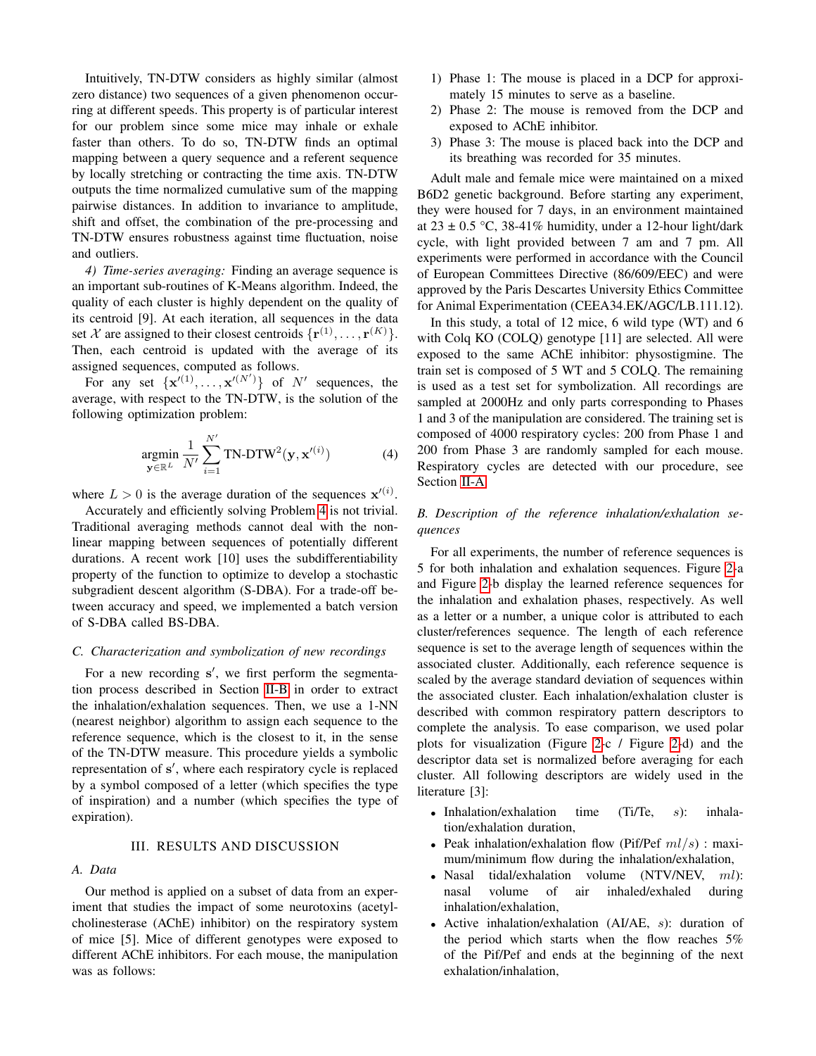Intuitively, TN-DTW considers as highly similar (almost zero distance) two sequences of a given phenomenon occurring at different speeds. This property is of particular interest for our problem since some mice may inhale or exhale faster than others. To do so, TN-DTW finds an optimal mapping between a query sequence and a referent sequence by locally stretching or contracting the time axis. TN-DTW outputs the time normalized cumulative sum of the mapping pairwise distances. In addition to invariance to amplitude, shift and offset, the combination of the pre-processing and TN-DTW ensures robustness against time fluctuation, noise and outliers.

*4) Time-series averaging:* Finding an average sequence is an important sub-routines of K-Means algorithm. Indeed, the quality of each cluster is highly dependent on the quality of its centroid [9]. At each iteration, all sequences in the data set $\mathcal{X}$ are assigned to their closest centroids $\{\mathbf{r}^{(1)}, \ldots, \mathbf{r}^{(K)}\}$. Then, each centroid is updated with the average of its assigned sequences, computed as follows.

For any set $\{\mathbf{x}'^{(1)}, \ldots, \mathbf{x}'^{(N')}\}$ of $N'$ sequences, the average, with respect to the TN-DTW, is the solution of the following optimization problem:

$$\underset{\mathbf{y} \in \mathbb{R}^L}{\operatorname{argmin}} \frac{1}{N'} \sum_{i=1}^{N'} \text{TN-DTW}^2(\mathbf{y}, \mathbf{x}'^{(i)}) \tag{4}$$

where $L > 0$ is the average duration of the sequences $\mathbf{x}'^{(i)}$.

Accurately and efficiently solving Problem 4 is not trivial. Traditional averaging methods cannot deal with the non-linear mapping between sequences of potentially different durations. A recent work [10] uses the subdifferentiability property of the function to optimize to develop a stochastic subgradient descent algorithm (S-DBA). For a trade-off between accuracy and speed, we implemented a batch version of S-DBA called BS-DBA.

### C. Characterization and symbolization of new recordings

For a new recording $\mathbf{s}'$, we first perform the segmentation process described in Section II-B in order to extract the inhalation/exhalation sequences. Then, we use a 1-NN (nearest neighbor) algorithm to assign each sequence to the reference sequence, which is the closest to it, in the sense of the TN-DTW measure. This procedure yields a symbolic representation of $\mathbf{s}'$, where each respiratory cycle is replaced by a symbol composed of a letter (which specifies the type of inspiration) and a number (which specifies the type of expiration).

## III. RESULTS AND DISCUSSION

### A. Data

Our method is applied on a subset of data from an experiment that studies the impact of some neurotoxins (acetylcholinesterase (AChE) inhibitor) on the respiratory system of mice [5]. Mice of different genotypes were exposed to different AChE inhibitors. For each mouse, the manipulation was as follows:

1) Phase 1: The mouse is placed in a DCP for approximately 15 minutes to serve as a baseline.
2) Phase 2: The mouse is removed from the DCP and exposed to AChE inhibitor.
3) Phase 3: The mouse is placed back into the DCP and its breathing was recorded for 35 minutes.

Adult male and female mice were maintained on a mixed B6D2 genetic background. Before starting any experiment, they were housed for 7 days, in an environment maintained at 23 ± 0.5 °C, 38-41% humidity, under a 12-hour light/dark cycle, with light provided between 7 am and 7 pm. All experiments were performed in accordance with the Council of European Committees Directive (86/609/EEC) and were approved by the Paris Descartes University Ethics Committee for Animal Experimentation (CEEA34.EK/AGC/LB.111.12).

In this study, a total of 12 mice, 6 wild type (WT) and 6 with Colq KO (COLQ) genotype [11] are selected. All were exposed to the same AChE inhibitor: physostigmine. The train set is composed of 5 WT and 5 COLQ. The remaining is used as a test set for symbolization. All recordings are sampled at 2000Hz and only parts corresponding to Phases 1 and 3 of the manipulation are considered. The training set is composed of 4000 respiratory cycles: 200 from Phase 1 and 200 from Phase 3 are randomly sampled for each mouse. Respiratory cycles are detected with our procedure, see Section II-A.

### B. Description of the reference inhalation/exhalation sequences

For all experiments, the number of reference sequences is 5 for both inhalation and exhalation sequences. Figure 2-a and Figure 2-b display the learned reference sequences for the inhalation and exhalation phases, respectively. As well as a letter or a number, a unique color is attributed to each cluster/references sequence. The length of each reference sequence is set to the average length of sequences within the associated cluster. Additionally, each reference sequence is scaled by the average standard deviation of sequences within the associated cluster. Each inhalation/exhalation cluster is described with common respiratory pattern descriptors to complete the analysis. To ease comparison, we used polar plots for visualization (Figure 2-c / Figure 2-d) and the descriptor data set is normalized before averaging for each cluster. All following descriptors are widely used in the literature [3]:

- Inhalation/exhalation time (Ti/Te, $s$): inhalation/exhalation duration,
- Peak inhalation/exhalation flow (Pif/Pef $ml/s$) : maximum/minimum flow during the inhalation/exhalation,
- Nasal tidal/exhalation volume (NTV/NEV, $ml$): nasal volume of air inhaled/exhaled during inhalation/exhalation,
- Active inhalation/exhalation (AI/AE, $s$): duration of the period which starts when the flow reaches 5% of the Pif/Pef and ends at the beginning of the next exhalation/inhalation,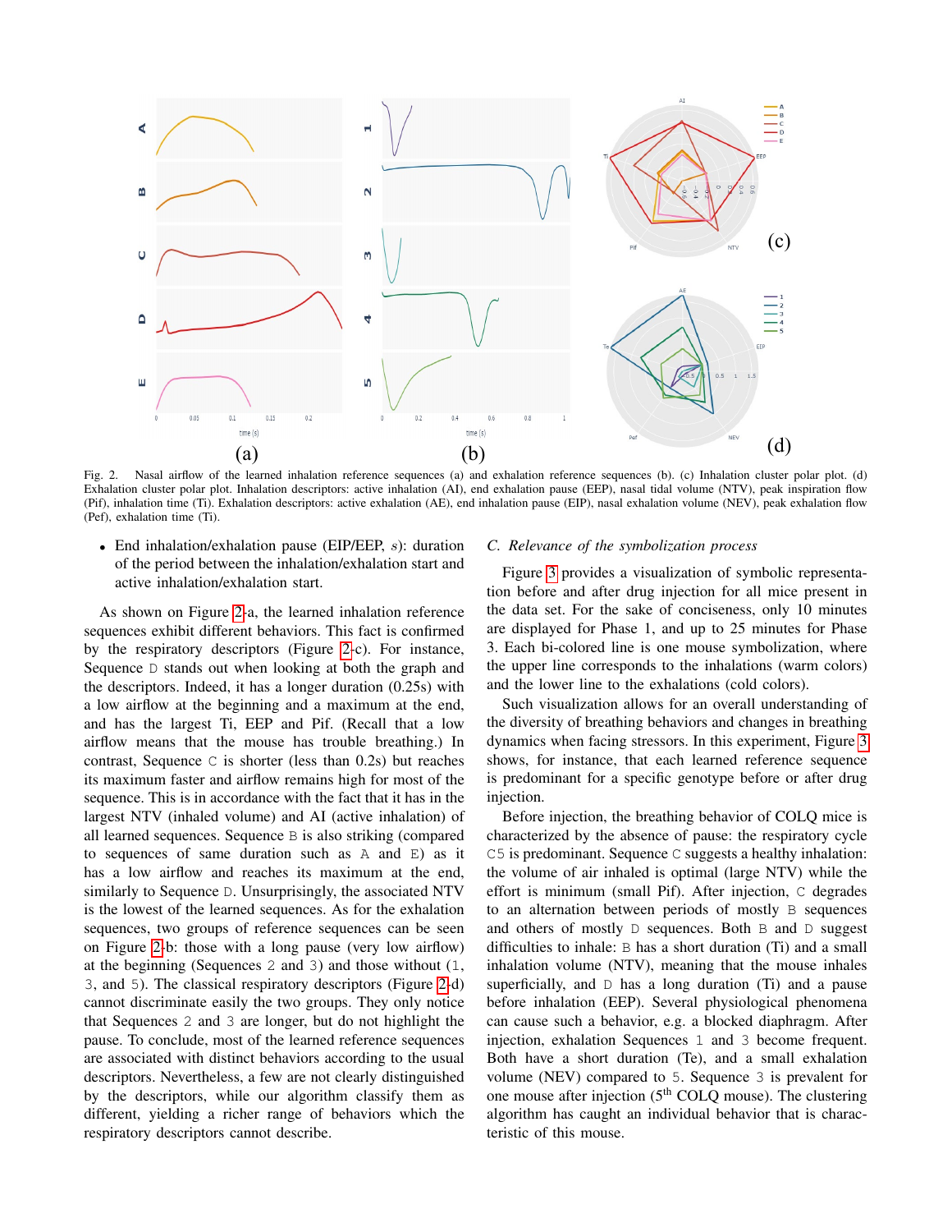A

B

C

D

E

0 0.05 0.1 0.15 0.2

time (s)

(a)

1

2

3

4

5

0 0.2 0.4 0.6 0.8 1

time (s)

(b)

AI

EEP

NTV

Pif

Ti

A B C D E

(c)

AE

EIP

NEV

Pef

Te

1 2 3 4 5

0.5 1 1.5

(d)

Fig. 2. Nasal airflow of the learned inhalation reference sequences (a) and exhalation reference sequences (b). (c) Inhalation cluster polar plot. (d) Exhalation cluster polar plot. Inhalation descriptors: active inhalation (AI), end exhalation pause (EEP), nasal tidal volume (NTV), peak inspiration flow (Pif), inhalation time (Ti). Exhalation descriptors: active exhalation (AE), end inhalation pause (EIP), nasal exhalation volume (NEV), peak exhalation flow (Pef), exhalation time (Ti).

- End inhalation/exhalation pause (EIP/EEP, $s$): duration of the period between the inhalation/exhalation start and active inhalation/exhalation start.

As shown on Figure 2-a, the learned inhalation reference sequences exhibit different behaviors. This fact is confirmed by the respiratory descriptors (Figure 2-c). For instance, Sequence D stands out when looking at both the graph and the descriptors. Indeed, it has a longer duration (0.25s) with a low airflow at the beginning and a maximum at the end, and has the largest Ti, EEP and Pif. (Recall that a low airflow means that the mouse has trouble breathing.) In contrast, Sequence C is shorter (less than 0.2s) but reaches its maximum faster and airflow remains high for most of the sequence. This is in accordance with the fact that it has in the largest NTV (inhaled volume) and AI (active inhalation) of all learned sequences. Sequence B is also striking (compared to sequences of same duration such as A and E) as it has a low airflow and reaches its maximum at the end, similarly to Sequence D. Unsurprisingly, the associated NTV is the lowest of the learned sequences. As for the exhalation sequences, two groups of reference sequences can be seen on Figure 2-b: those with a long pause (very low airflow) at the beginning (Sequences 2 and 3) and those without (1, 3, and 5). The classical respiratory descriptors (Figure 2-d) cannot discriminate easily the two groups. They only notice that Sequences 2 and 3 are longer, but do not highlight the pause. To conclude, most of the learned reference sequences are associated with distinct behaviors according to the usual descriptors. Nevertheless, a few are not clearly distinguished by the descriptors, while our algorithm classify them as different, yielding a richer range of behaviors which the respiratory descriptors cannot describe.

### C. Relevance of the symbolization process

Figure 3 provides a visualization of symbolic representation before and after drug injection for all mice present in the data set. For the sake of conciseness, only 10 minutes are displayed for Phase 1, and up to 25 minutes for Phase 3. Each bi-colored line is one mouse symbolization, where the upper line corresponds to the inhalations (warm colors) and the lower line to the exhalations (cold colors).

Such visualization allows for an overall understanding of the diversity of breathing behaviors and changes in breathing dynamics when facing stressors. In this experiment, Figure 3 shows, for instance, that each learned reference sequence is predominant for a specific genotype before or after drug injection.

Before injection, the breathing behavior of COLQ mice is characterized by the absence of pause: the respiratory cycle C5 is predominant. Sequence C suggests a healthy inhalation: the volume of air inhaled is optimal (large NTV) while the effort is minimum (small Pif). After injection, C degrades to an alternation between periods of mostly B sequences and others of mostly D sequences. Both B and D suggest difficulties to inhale: B has a short duration (Ti) and a small inhalation volume (NTV), meaning that the mouse inhales superficially, and D has a long duration (Ti) and a pause before inhalation (EEP). Several physiological phenomena can cause such a behavior, e.g. a blocked diaphragm. After injection, exhalation Sequences 1 and 3 become frequent. Both have a short duration (Te), and a small exhalation volume (NEV) compared to 5. Sequence 3 is prevalent for one mouse after injection (5[th] COLQ mouse). The clustering algorithm has caught an individual behavior that is characteristic of this mouse.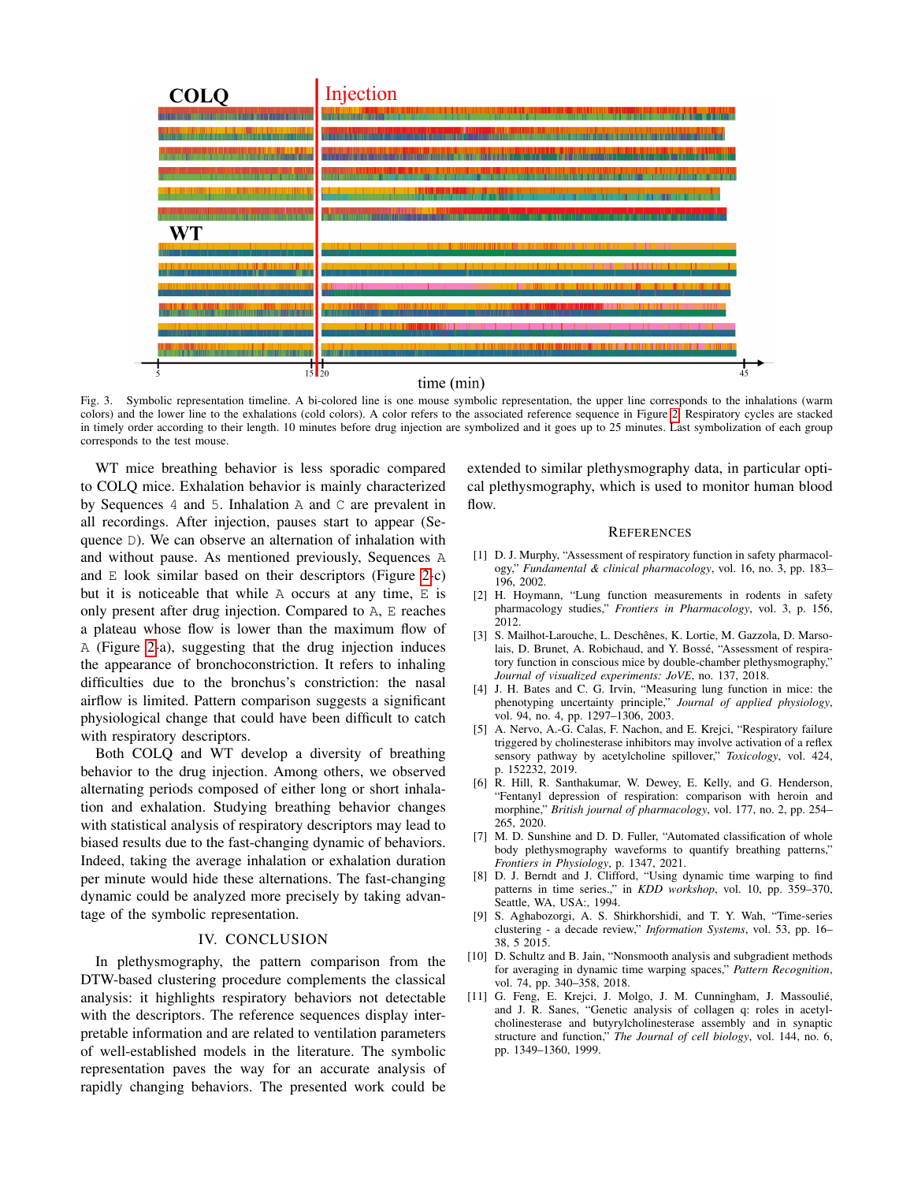COLQ

Injection

WT

5

15

20

45

time (min)

Fig. 3. Symbolic representation timeline. A bi-colored line is one mouse symbolic representation, the upper line corresponds to the inhalations (warm colors) and the lower line to the exhalations (cold colors). A color refers to the associated reference sequence in Figure 2. Respiratory cycles are stacked in timely order according to their length. 10 minutes before drug injection are symbolized and it goes up to 25 minutes. Last symbolization of each group corresponds to the test mouse.

WT mice breathing behavior is less sporadic compared to COLQ mice. Exhalation behavior is mainly characterized by Sequences 4 and 5. Inhalation A and C are prevalent in all recordings. After injection, pauses start to appear (Sequence D). We can observe an alternation of inhalation with and without pause. As mentioned previously, Sequences A and E look similar based on their descriptors (Figure 2-c) but it is noticeable that while A occurs at any time, E is only present after drug injection. Compared to A, E reaches a plateau whose flow is lower than the maximum flow of A (Figure 2-a), suggesting that the drug injection induces the appearance of bronchoconstriction. It refers to inhaling difficulties due to the bronchus's constriction: the nasal airflow is limited. Pattern comparison suggests a significant physiological change that could have been difficult to catch with respiratory descriptors.

Both COLQ and WT develop a diversity of breathing behavior to the drug injection. Among others, we observed alternating periods composed of either long or short inhalation and exhalation. Studying breathing behavior changes with statistical analysis of respiratory descriptors may lead to biased results due to the fast-changing dynamic of behaviors. Indeed, taking the average inhalation or exhalation duration per minute would hide these alternations. The fast-changing dynamic could be analyzed more precisely by taking advantage of the symbolic representation.

## IV. Conclusion

In plethysmography, the pattern comparison from the DTW-based clustering procedure complements the classical analysis: it highlights respiratory behaviors not detectable with the descriptors. The reference sequences display interpretable information and are related to ventilation parameters of well-established models in the literature. The symbolic representation paves the way for an accurate analysis of rapidly changing behaviors. The presented work could be extended to similar plethysmography data, in particular optical plethysmography, which is used to monitor human blood flow.

## References

[1] D. J. Murphy, "Assessment of respiratory function in safety pharmacology," *Fundamental & clinical pharmacology*, vol. 16, no. 3, pp. 183–196, 2002.

[2] H. Hoymann, "Lung function measurements in rodents in safety pharmacology studies," *Frontiers in Pharmacology*, vol. 3, p. 156, 2012.

[3] S. Mailhot-Larouche, L. Deschênes, K. Lortie, M. Gazzola, D. Marsolais, D. Brunet, A. Robichaud, and Y. Bossé, "Assessment of respiratory function in conscious mice by double-chamber plethysmography," *Journal of visualized experiments: JoVE*, no. 137, 2018.

[4] J. H. Bates and C. G. Irvin, "Measuring lung function in mice: the phenotyping uncertainty principle," *Journal of applied physiology*, vol. 94, no. 4, pp. 1297–1306, 2003.

[5] A. Nervo, A.-G. Calas, F. Nachon, and E. Krejci, "Respiratory failure triggered by cholinesterase inhibitors may involve activation of a reflex sensory pathway by acetylcholine spillover," *Toxicology*, vol. 424, p. 152232, 2019.

[6] R. Hill, R. Santhakumar, W. Dewey, E. Kelly, and G. Henderson, "Fentanyl depression of respiration: comparison with heroin and morphine," *British journal of pharmacology*, vol. 177, no. 2, pp. 254–265, 2020.

[7] M. D. Sunshine and D. D. Fuller, "Automated classification of whole body plethysmography waveforms to quantify breathing patterns," *Frontiers in Physiology*, p. 1347, 2021.

[8] D. J. Berndt and J. Clifford, "Using dynamic time warping to find patterns in time series.," in *KDD workshop*, vol. 10, pp. 359–370, Seattle, WA, USA:, 1994.

[9] S. Aghabozorgi, A. S. Shirkhorshidi, and T. Y. Wah, "Time-series clustering - a decade review," *Information Systems*, vol. 53, pp. 16–38, 5 2015.

[10] D. Schultz and B. Jain, "Nonsmooth analysis and subgradient methods for averaging in dynamic time warping spaces," *Pattern Recognition*, vol. 74, pp. 340–358, 2018.

[11] G. Feng, E. Krejci, J. Molgo, J. M. Cunningham, J. Massoulié, and J. R. Sanes, "Genetic analysis of collagen q: roles in acetylcholinesterase and butyrylcholinesterase assembly and in synaptic structure and function," *The Journal of cell biology*, vol. 144, no. 6, pp. 1349–1360, 1999.